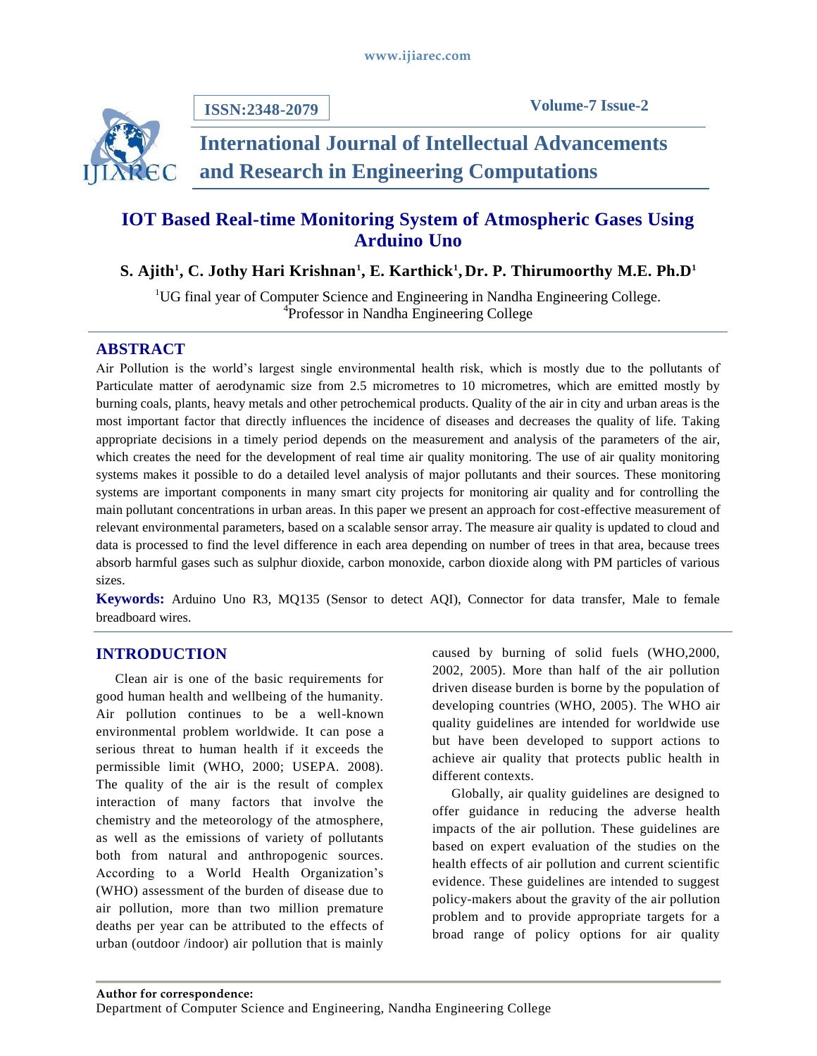# IOT Based Real-time Monitoring System of Atmospheric Gases Using Arduino Uno

**S. Ajith[1], C. Jothy Hari Krishnan[1], E. Karthick[1], Dr. P. Thirumoorthy M.E. Ph.D[1]**

[1]UG final year of Computer Science and Engineering in Nandha Engineering College.
[4]Professor in Nandha Engineering College

## ABSTRACT

Air Pollution is the world's largest single environmental health risk, which is mostly due to the pollutants of Particulate matter of aerodynamic size from 2.5 micrometres to 10 micrometres, which are emitted mostly by burning coals, plants, heavy metals and other petrochemical products. Quality of the air in city and urban areas is the most important factor that directly influences the incidence of diseases and decreases the quality of life. Taking appropriate decisions in a timely period depends on the measurement and analysis of the parameters of the air, which creates the need for the development of real time air quality monitoring. The use of air quality monitoring systems makes it possible to do a detailed level analysis of major pollutants and their sources. These monitoring systems are important components in many smart city projects for monitoring air quality and for controlling the main pollutant concentrations in urban areas. In this paper we present an approach for cost-effective measurement of relevant environmental parameters, based on a scalable sensor array. The measure air quality is updated to cloud and data is processed to find the level difference in each area depending on number of trees in that area, because trees absorb harmful gases such as sulphur dioxide, carbon monoxide, carbon dioxide along with PM particles of various sizes.

**Keywords:** Arduino Uno R3, MQ135 (Sensor to detect AQI), Connector for data transfer, Male to female breadboard wires.

## INTRODUCTION

Clean air is one of the basic requirements for good human health and wellbeing of the humanity. Air pollution continues to be a well-known environmental problem worldwide. It can pose a serious threat to human health if it exceeds the permissible limit (WHO, 2000; USEPA. 2008). The quality of the air is the result of complex interaction of many factors that involve the chemistry and the meteorology of the atmosphere, as well as the emissions of variety of pollutants both from natural and anthropogenic sources. According to a World Health Organization's (WHO) assessment of the burden of disease due to air pollution, more than two million premature deaths per year can be attributed to the effects of urban (outdoor /indoor) air pollution that is mainly caused by burning of solid fuels (WHO,2000, 2002, 2005). More than half of the air pollution driven disease burden is borne by the population of developing countries (WHO, 2005). The WHO air quality guidelines are intended for worldwide use but have been developed to support actions to achieve air quality that protects public health in different contexts.

Globally, air quality guidelines are designed to offer guidance in reducing the adverse health impacts of the air pollution. These guidelines are based on expert evaluation of the studies on the health effects of air pollution and current scientific evidence. These guidelines are intended to suggest policy-makers about the gravity of the air pollution problem and to provide appropriate targets for a broad range of policy options for air quality

**Author for correspondence:**
Department of Computer Science and Engineering, Nandha Engineering College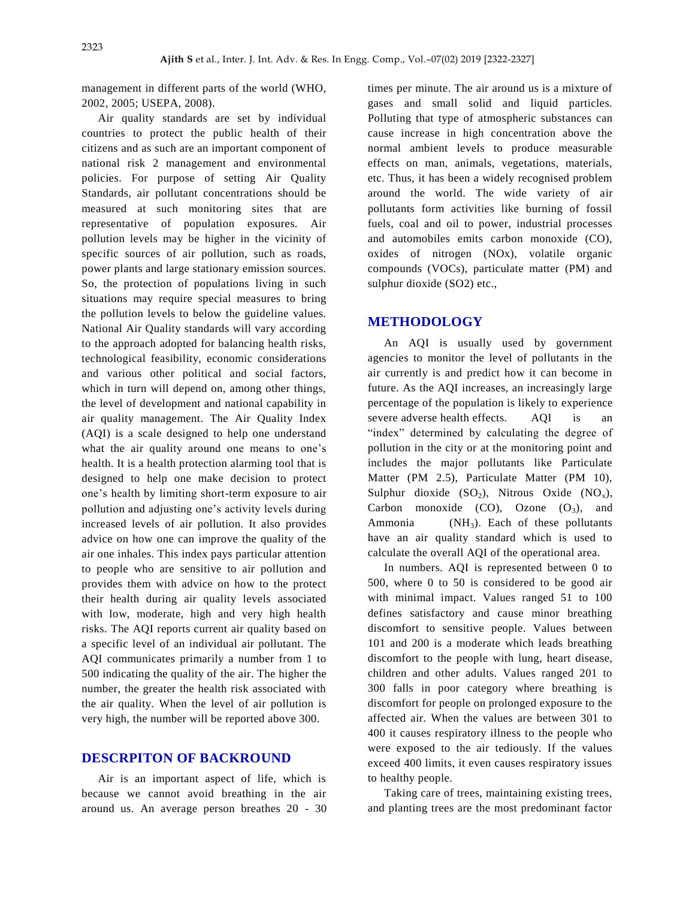management in different parts of the world (WHO, 2002, 2005; USEPA, 2008).

Air quality standards are set by individual countries to protect the public health of their citizens and as such are an important component of national risk 2 management and environmental policies. For purpose of setting Air Quality Standards, air pollutant concentrations should be measured at such monitoring sites that are representative of population exposures. Air pollution levels may be higher in the vicinity of specific sources of air pollution, such as roads, power plants and large stationary emission sources. So, the protection of populations living in such situations may require special measures to bring the pollution levels to below the guideline values. National Air Quality standards will vary according to the approach adopted for balancing health risks, technological feasibility, economic considerations and various other political and social factors, which in turn will depend on, among other things, the level of development and national capability in air quality management. The Air Quality Index (AQI) is a scale designed to help one understand what the air quality around one means to one's health. It is a health protection alarming tool that is designed to help one make decision to protect one's health by limiting short-term exposure to air pollution and adjusting one's activity levels during increased levels of air pollution. It also provides advice on how one can improve the quality of the air one inhales. This index pays particular attention to people who are sensitive to air pollution and provides them with advice on how to the protect their health during air quality levels associated with low, moderate, high and very high health risks. The AQI reports current air quality based on a specific level of an individual air pollutant. The AQI communicates primarily a number from 1 to 500 indicating the quality of the air. The higher the number, the greater the health risk associated with the air quality. When the level of air pollution is very high, the number will be reported above 300.

## DESCRPITON OF BACKROUND

Air is an important aspect of life, which is because we cannot avoid breathing in the air around us. An average person breathes 20 - 30 times per minute. The air around us is a mixture of gases and small solid and liquid particles. Polluting that type of atmospheric substances can cause increase in high concentration above the normal ambient levels to produce measurable effects on man, animals, vegetations, materials, etc. Thus, it has been a widely recognised problem around the world. The wide variety of air pollutants form activities like burning of fossil fuels, coal and oil to power, industrial processes and automobiles emits carbon monoxide (CO), oxides of nitrogen (NOx), volatile organic compounds (VOCs), particulate matter (PM) and sulphur dioxide (SO2) etc.,

## METHODOLOGY

An AQI is usually used by government agencies to monitor the level of pollutants in the air currently is and predict how it can become in future. As the AQI increases, an increasingly large percentage of the population is likely to experience severe adverse health effects. AQI is an "index" determined by calculating the degree of pollution in the city or at the monitoring point and includes the major pollutants like Particulate Matter (PM 2.5), Particulate Matter (PM 10), Sulphur dioxide ($SO_2$), Nitrous Oxide ($NO_x$), Carbon monoxide (CO), Ozone ($O_3$), and Ammonia ($NH_3$). Each of these pollutants have an air quality standard which is used to calculate the overall AQI of the operational area.

In numbers. AQI is represented between 0 to 500, where 0 to 50 is considered to be good air with minimal impact. Values ranged 51 to 100 defines satisfactory and cause minor breathing discomfort to sensitive people. Values between 101 and 200 is a moderate which leads breathing discomfort to the people with lung, heart disease, children and other adults. Values ranged 201 to 300 falls in poor category where breathing is discomfort for people on prolonged exposure to the affected air. When the values are between 301 to 400 it causes respiratory illness to the people who were exposed to the air tediously. If the values exceed 400 limits, it even causes respiratory issues to healthy people.

Taking care of trees, maintaining existing trees, and planting trees are the most predominant factor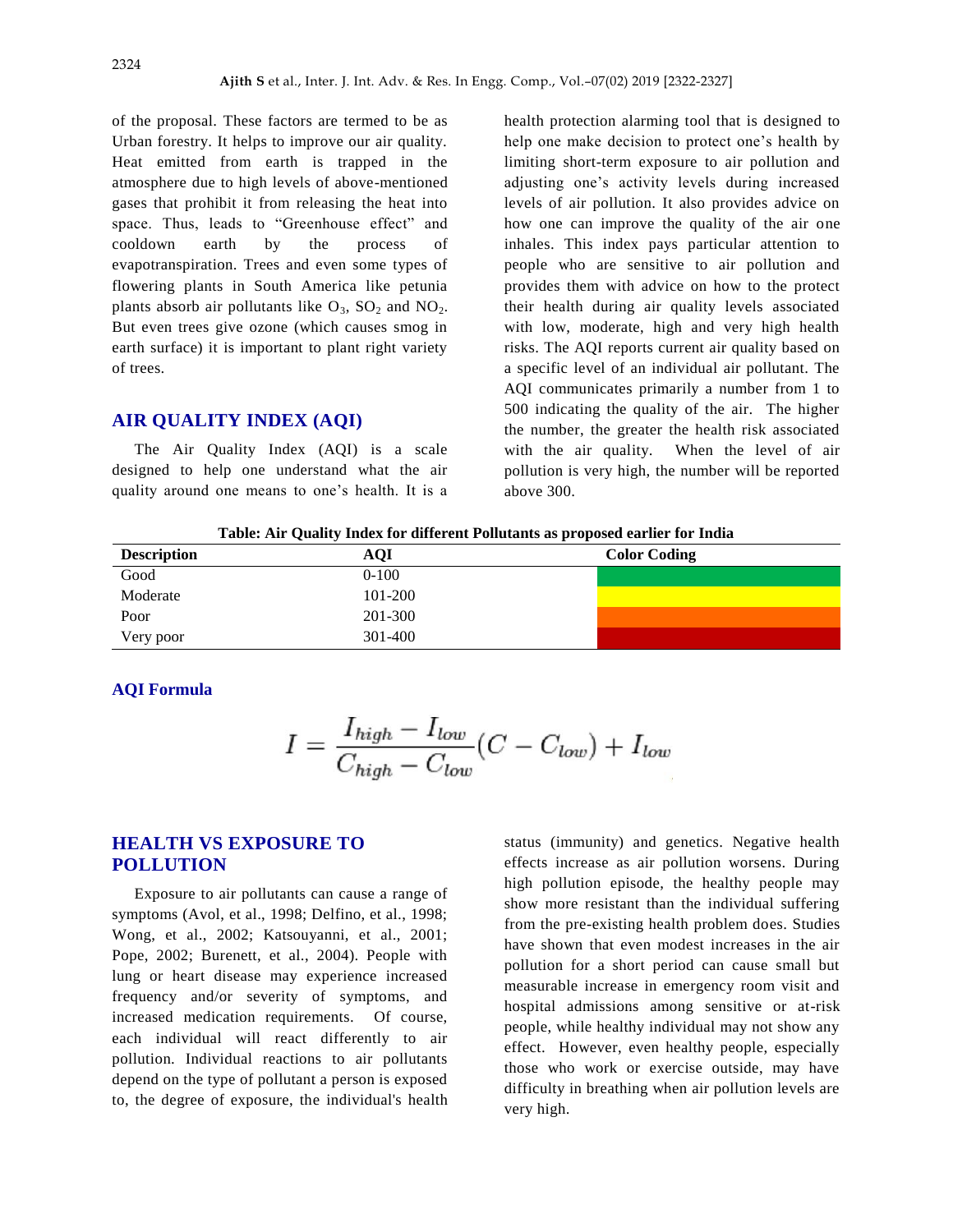of the proposal. These factors are termed to be as Urban forestry. It helps to improve our air quality. Heat emitted from earth is trapped in the atmosphere due to high levels of above-mentioned gases that prohibit it from releasing the heat into space. Thus, leads to "Greenhouse effect" and cooldown earth by the process of evapotranspiration. Trees and even some types of flowering plants in South America like petunia plants absorb air pollutants like $O_3$, $SO_2$ and $NO_2$. But even trees give ozone (which causes smog in earth surface) it is important to plant right variety of trees.

## AIR QUALITY INDEX (AQI)

The Air Quality Index (AQI) is a scale designed to help one understand what the air quality around one means to one's health. It is a health protection alarming tool that is designed to help one make decision to protect one's health by limiting short-term exposure to air pollution and adjusting one's activity levels during increased levels of air pollution. It also provides advice on how one can improve the quality of the air one inhales. This index pays particular attention to people who are sensitive to air pollution and provides them with advice on how to the protect their health during air quality levels associated with low, moderate, high and very high health risks. The AQI reports current air quality based on a specific level of an individual air pollutant. The AQI communicates primarily a number from 1 to 500 indicating the quality of the air. The higher the number, the greater the health risk associated with the air quality. When the level of air pollution is very high, the number will be reported above 300.

**Table: Air Quality Index for different Pollutants as proposed earlier for India**

| Description | AQI | Color Coding |
|---|---|---|
| Good | 0-100 | Green |
| Moderate | 101-200 | Yellow |
| Poor | 201-300 | Orange |
| Very poor | 301-400 | Red |

### AQI Formula

$$I = \frac{I_{high} - I_{low}}{C_{high} - C_{low}}(C - C_{low}) + I_{low}$$

## HEALTH VS EXPOSURE TO POLLUTION

Exposure to air pollutants can cause a range of symptoms (Avol, et al., 1998; Delfino, et al., 1998; Wong, et al., 2002; Katsouyanni, et al., 2001; Pope, 2002; Burenett, et al., 2004). People with lung or heart disease may experience increased frequency and/or severity of symptoms, and increased medication requirements. Of course, each individual will react differently to air pollution. Individual reactions to air pollutants depend on the type of pollutant a person is exposed to, the degree of exposure, the individual's health status (immunity) and genetics. Negative health effects increase as air pollution worsens. During high pollution episode, the healthy people may show more resistant than the individual suffering from the pre-existing health problem does. Studies have shown that even modest increases in the air pollution for a short period can cause small but measurable increase in emergency room visit and hospital admissions among sensitive or at-risk people, while healthy individual may not show any effect. However, even healthy people, especially those who work or exercise outside, may have difficulty in breathing when air pollution levels are very high.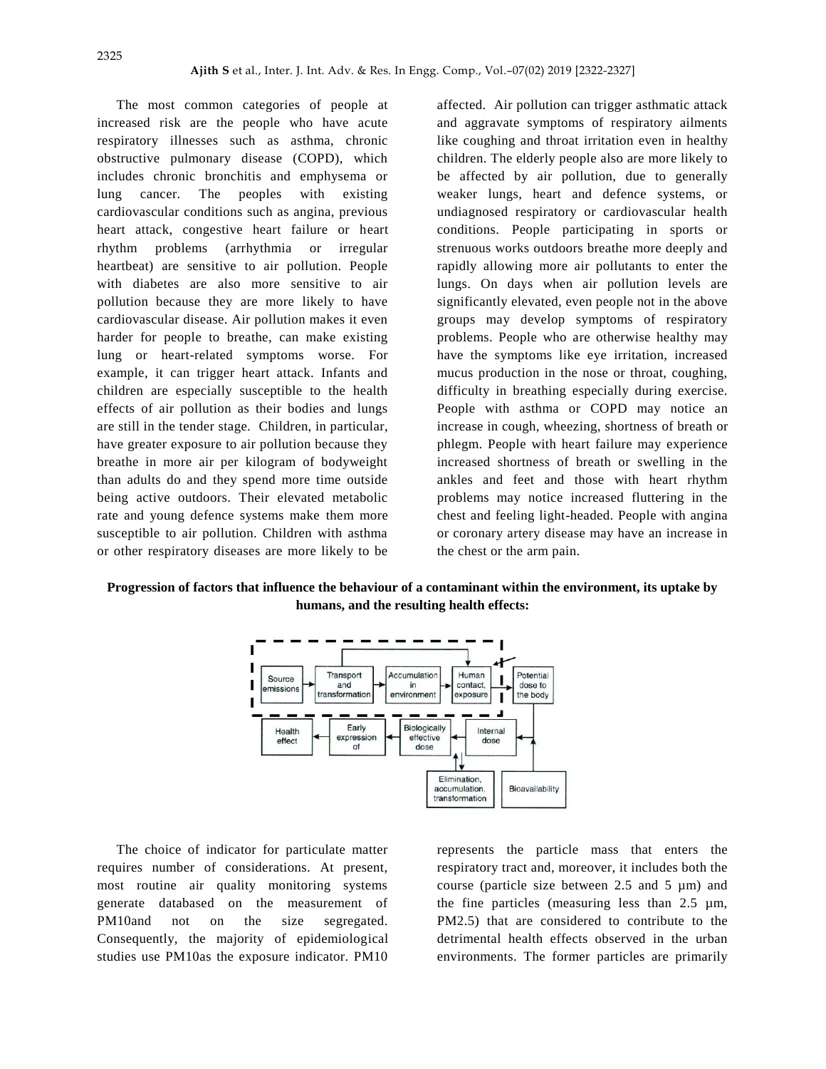The most common categories of people at increased risk are the people who have acute respiratory illnesses such as asthma, chronic obstructive pulmonary disease (COPD), which includes chronic bronchitis and emphysema or lung cancer. The peoples with existing cardiovascular conditions such as angina, previous heart attack, congestive heart failure or heart rhythm problems (arrhythmia or irregular heartbeat) are sensitive to air pollution. People with diabetes are also more sensitive to air pollution because they are more likely to have cardiovascular disease. Air pollution makes it even harder for people to breathe, can make existing lung or heart-related symptoms worse. For example, it can trigger heart attack. Infants and children are especially susceptible to the health effects of air pollution as their bodies and lungs are still in the tender stage. Children, in particular, have greater exposure to air pollution because they breathe in more air per kilogram of bodyweight than adults do and they spend more time outside being active outdoors. Their elevated metabolic rate and young defence systems make them more susceptible to air pollution. Children with asthma or other respiratory diseases are more likely to be affected. Air pollution can trigger asthmatic attack and aggravate symptoms of respiratory ailments like coughing and throat irritation even in healthy children. The elderly people also are more likely to be affected by air pollution, due to generally weaker lungs, heart and defence systems, or undiagnosed respiratory or cardiovascular health conditions. People participating in sports or strenuous works outdoors breathe more deeply and rapidly allowing more air pollutants to enter the lungs. On days when air pollution levels are significantly elevated, even people not in the above groups may develop symptoms of respiratory problems. People who are otherwise healthy may have the symptoms like eye irritation, increased mucus production in the nose or throat, coughing, difficulty in breathing especially during exercise. People with asthma or COPD may notice an increase in cough, wheezing, shortness of breath or phlegm. People with heart failure may experience increased shortness of breath or swelling in the ankles and feet and those with heart rhythm problems may notice increased fluttering in the chest and feeling light-headed. People with angina or coronary artery disease may have an increase in the chest or the arm pain.

**Progression of factors that influence the behaviour of a contaminant within the environment, its uptake by humans, and the resulting health effects:**

The choice of indicator for particulate matter requires number of considerations. At present, most routine air quality monitoring systems generate databased on the measurement of PM10and not on the size segregated. Consequently, the majority of epidemiological studies use PM10as the exposure indicator. PM10 represents the particle mass that enters the respiratory tract and, moreover, it includes both the course (particle size between 2.5 and 5 µm) and the fine particles (measuring less than 2.5 µm, PM2.5) that are considered to contribute to the detrimental health effects observed in the urban environments. The former particles are primarily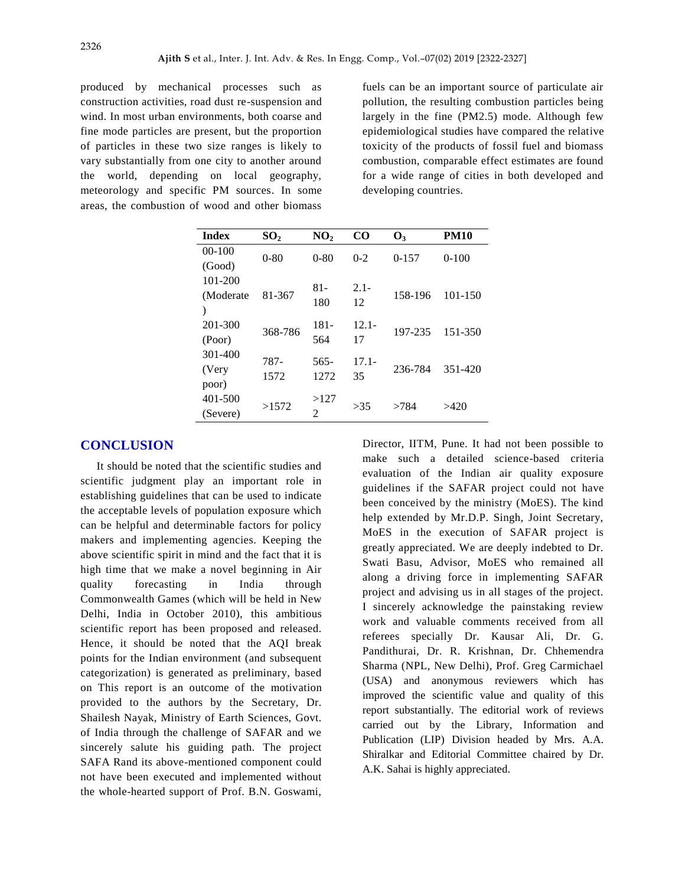produced by mechanical processes such as construction activities, road dust re-suspension and wind. In most urban environments, both coarse and fine mode particles are present, but the proportion of particles in these two size ranges is likely to vary substantially from one city to another around the world, depending on local geography, meteorology and specific PM sources. In some areas, the combustion of wood and other biomass fuels can be an important source of particulate air pollution, the resulting combustion particles being largely in the fine (PM2.5) mode. Although few epidemiological studies have compared the relative toxicity of the products of fossil fuel and biomass combustion, comparable effect estimates are found for a wide range of cities in both developed and developing countries.

| Index | $SO_2$ | $NO_2$ | CO | $O_3$ | PM10 |
|---|---|---|---|---|---|
| 00-100 (Good) | 0-80 | 0-80 | 0-2 | 0-157 | 0-100 |
| 101-200 (Moderate) | 81-367 | 81-180 | 2.1-12 | 158-196 | 101-150 |
| 201-300 (Poor) | 368-786 | 181-564 | 12.1-17 | 197-235 | 151-350 |
| 301-400 (Very poor) | 787-1572 | 565-1272 | 17.1-35 | 236-784 | 351-420 |
| 401-500 (Severe) | >1572 | >1272 | >35 | >784 | >420 |

## CONCLUSION

It should be noted that the scientific studies and scientific judgment play an important role in establishing guidelines that can be used to indicate the acceptable levels of population exposure which can be helpful and determinable factors for policy makers and implementing agencies. Keeping the above scientific spirit in mind and the fact that it is high time that we make a novel beginning in Air quality forecasting in India through Commonwealth Games (which will be held in New Delhi, India in October 2010), this ambitious scientific report has been proposed and released. Hence, it should be noted that the AQI break points for the Indian environment (and subsequent categorization) is generated as preliminary, based on This report is an outcome of the motivation provided to the authors by the Secretary, Dr. Shailesh Nayak, Ministry of Earth Sciences, Govt. of India through the challenge of SAFAR and we sincerely salute his guiding path. The project SAFA Rand its above-mentioned component could not have been executed and implemented without the whole-hearted support of Prof. B.N. Goswami, Director, IITM, Pune. It had not been possible to make such a detailed science-based criteria evaluation of the Indian air quality exposure guidelines if the SAFAR project could not have been conceived by the ministry (MoES). The kind help extended by Mr.D.P. Singh, Joint Secretary, MoES in the execution of SAFAR project is greatly appreciated. We are deeply indebted to Dr. Swati Basu, Advisor, MoES who remained all along a driving force in implementing SAFAR project and advising us in all stages of the project. I sincerely acknowledge the painstaking review work and valuable comments received from all referees specially Dr. Kausar Ali, Dr. G. Pandithurai, Dr. R. Krishnan, Dr. Chhemendra Sharma (NPL, New Delhi), Prof. Greg Carmichael (USA) and anonymous reviewers which has improved the scientific value and quality of this report substantially. The editorial work of reviews carried out by the Library, Information and Publication (LIP) Division headed by Mrs. A.A. Shiralkar and Editorial Committee chaired by Dr. A.K. Sahai is highly appreciated.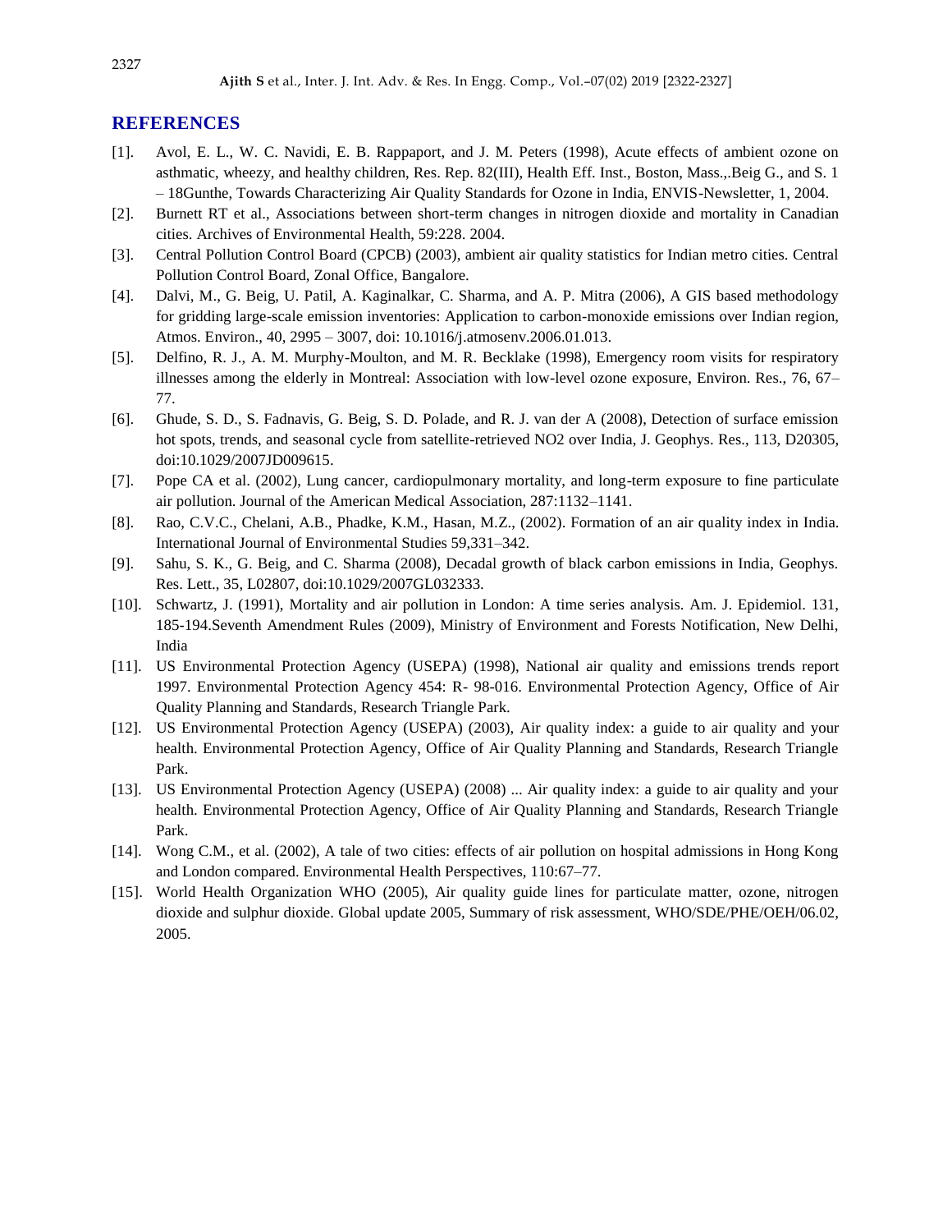## REFERENCES

[1]. Avol, E. L., W. C. Navidi, E. B. Rappaport, and J. M. Peters (1998), Acute effects of ambient ozone on asthmatic, wheezy, and healthy children, Res. Rep. 82(III), Health Eff. Inst., Boston, Mass.,.Beig G., and S. 1 – 18Gunthe, Towards Characterizing Air Quality Standards for Ozone in India, ENVIS-Newsletter, 1, 2004.

[2]. Burnett RT et al., Associations between short-term changes in nitrogen dioxide and mortality in Canadian cities. Archives of Environmental Health, 59:228. 2004.

[3]. Central Pollution Control Board (CPCB) (2003), ambient air quality statistics for Indian metro cities. Central Pollution Control Board, Zonal Office, Bangalore.

[4]. Dalvi, M., G. Beig, U. Patil, A. Kaginalkar, C. Sharma, and A. P. Mitra (2006), A GIS based methodology for gridding large-scale emission inventories: Application to carbon-monoxide emissions over Indian region, Atmos. Environ., 40, 2995 – 3007, doi: 10.1016/j.atmosenv.2006.01.013.

[5]. Delfino, R. J., A. M. Murphy-Moulton, and M. R. Becklake (1998), Emergency room visits for respiratory illnesses among the elderly in Montreal: Association with low-level ozone exposure, Environ. Res., 76, 67–77.

[6]. Ghude, S. D., S. Fadnavis, G. Beig, S. D. Polade, and R. J. van der A (2008), Detection of surface emission hot spots, trends, and seasonal cycle from satellite-retrieved NO2 over India, J. Geophys. Res., 113, D20305, doi:10.1029/2007JD009615.

[7]. Pope CA et al. (2002), Lung cancer, cardiopulmonary mortality, and long-term exposure to fine particulate air pollution. Journal of the American Medical Association, 287:1132–1141.

[8]. Rao, C.V.C., Chelani, A.B., Phadke, K.M., Hasan, M.Z., (2002). Formation of an air quality index in India. International Journal of Environmental Studies 59,331–342.

[9]. Sahu, S. K., G. Beig, and C. Sharma (2008), Decadal growth of black carbon emissions in India, Geophys. Res. Lett., 35, L02807, doi:10.1029/2007GL032333.

[10]. Schwartz, J. (1991), Mortality and air pollution in London: A time series analysis. Am. J. Epidemiol. 131, 185-194.Seventh Amendment Rules (2009), Ministry of Environment and Forests Notification, New Delhi, India

[11]. US Environmental Protection Agency (USEPA) (1998), National air quality and emissions trends report 1997. Environmental Protection Agency 454: R- 98-016. Environmental Protection Agency, Office of Air Quality Planning and Standards, Research Triangle Park.

[12]. US Environmental Protection Agency (USEPA) (2003), Air quality index: a guide to air quality and your health. Environmental Protection Agency, Office of Air Quality Planning and Standards, Research Triangle Park.

[13]. US Environmental Protection Agency (USEPA) (2008) ... Air quality index: a guide to air quality and your health. Environmental Protection Agency, Office of Air Quality Planning and Standards, Research Triangle Park.

[14]. Wong C.M., et al. (2002), A tale of two cities: effects of air pollution on hospital admissions in Hong Kong and London compared. Environmental Health Perspectives, 110:67–77.

[15]. World Health Organization WHO (2005), Air quality guide lines for particulate matter, ozone, nitrogen dioxide and sulphur dioxide. Global update 2005, Summary of risk assessment, WHO/SDE/PHE/OEH/06.02, 2005.